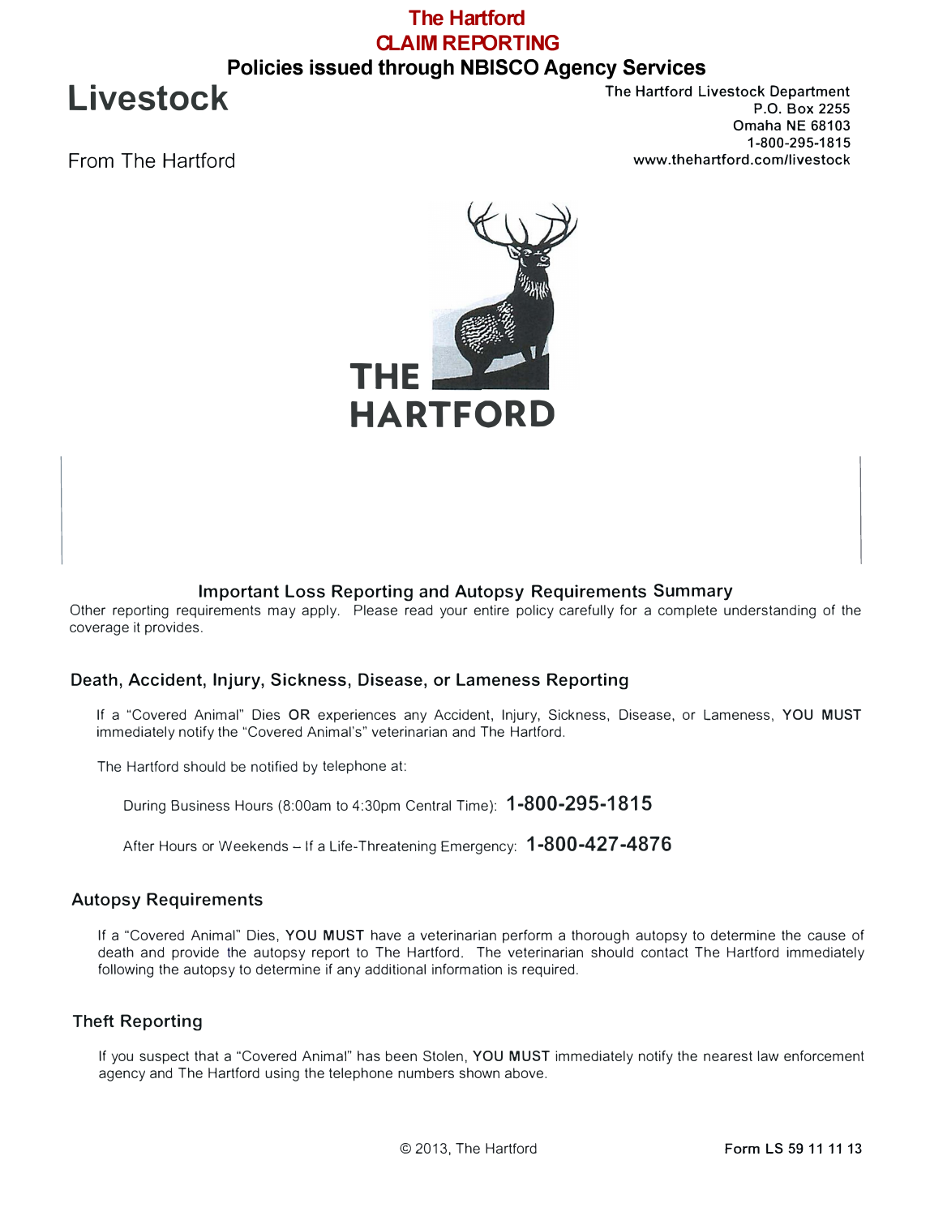# The Hartford
# CLAIM REPORTING
## Policies issued through NBISCO Agency Services

**Livestock**

From The Hartford

The Hartford Livestock Department
P.O. Box 2255
Omaha NE 68103
1-800-295-1815
www.thehartford.com/livestock

THE HARTFORD

### Important Loss Reporting and Autopsy Requirements Summary

Other reporting requirements may apply. Please read your entire policy carefully for a complete understanding of the coverage it provides.

### Death, Accident, Injury, Sickness, Disease, or Lameness Reporting

If a "Covered Animal" Dies **OR** experiences any Accident, Injury, Sickness, Disease, or Lameness, **YOU MUST** immediately notify the "Covered Animal's" veterinarian and The Hartford.

The Hartford should be notified by telephone at:

During Business Hours (8:00am to 4:30pm Central Time): **1-800-295-1815**

After Hours or Weekends – If a Life-Threatening Emergency: **1-800-427-4876**

### Autopsy Requirements

If a "Covered Animal" Dies, **YOU MUST** have a veterinarian perform a thorough autopsy to determine the cause of death and provide the autopsy report to The Hartford. The veterinarian should contact The Hartford immediately following the autopsy to determine if any additional information is required.

### Theft Reporting

If you suspect that a "Covered Animal" has been Stolen, **YOU MUST** immediately notify the nearest law enforcement agency and The Hartford using the telephone numbers shown above.

© 2013, The Hartford

**Form LS 59 11 11 13**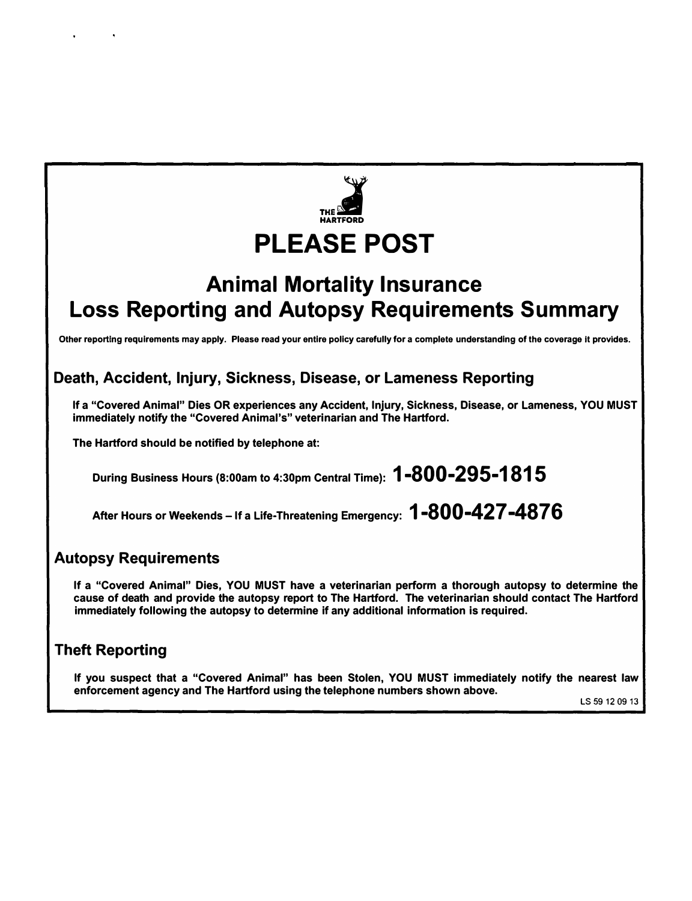THE HARTFORD

# PLEASE POST

## Animal Mortality Insurance
## Loss Reporting and Autopsy Requirements Summary

**Other reporting requirements may apply. Please read your entire policy carefully for a complete understanding of the coverage it provides.**

### Death, Accident, Injury, Sickness, Disease, or Lameness Reporting

**If a "Covered Animal" Dies OR experiences any Accident, Injury, Sickness, Disease, or Lameness, YOU MUST immediately notify the "Covered Animal's" veterinarian and The Hartford.**

**The Hartford should be notified by telephone at:**

**During Business Hours (8:00am to 4:30pm Central Time): 1-800-295-1815**

**After Hours or Weekends – If a Life-Threatening Emergency: 1-800-427-4876**

### Autopsy Requirements

**If a "Covered Animal" Dies, YOU MUST have a veterinarian perform a thorough autopsy to determine the cause of death and provide the autopsy report to The Hartford. The veterinarian should contact The Hartford immediately following the autopsy to determine if any additional information is required.**

### Theft Reporting

**If you suspect that a "Covered Animal" has been Stolen, YOU MUST immediately notify the nearest law enforcement agency and The Hartford using the telephone numbers shown above.**

LS 59 12 09 13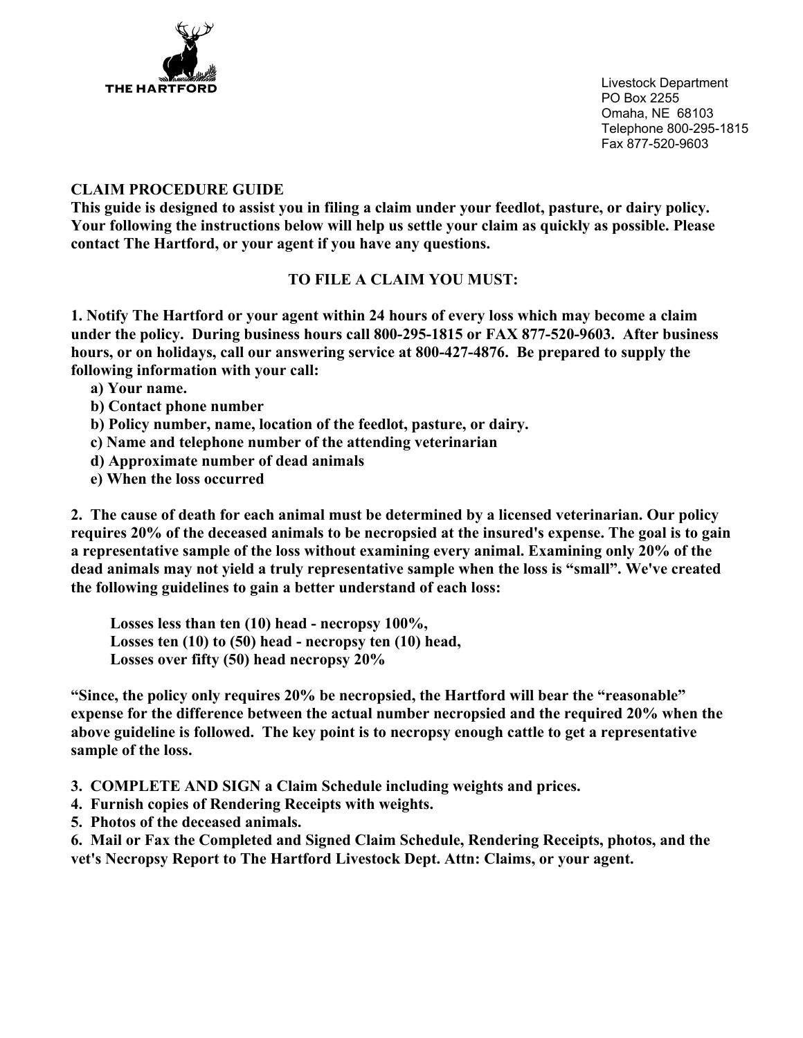THE HARTFORD

Livestock Department
PO Box 2255
Omaha, NE 68103
Telephone 800-295-1815
Fax 877-520-9603

**CLAIM PROCEDURE GUIDE**

**This guide is designed to assist you in filing a claim under your feedlot, pasture, or dairy policy. Your following the instructions below will help us settle your claim as quickly as possible. Please contact The Hartford, or your agent if you have any questions.**

**TO FILE A CLAIM YOU MUST:**

**1. Notify The Hartford or your agent within 24 hours of every loss which may become a claim under the policy. During business hours call 800-295-1815 or FAX 877-520-9603. After business hours, or on holidays, call our answering service at 800-427-4876. Be prepared to supply the following information with your call:**

**a) Your name.**
**b) Contact phone number**
**b) Policy number, name, location of the feedlot, pasture, or dairy.**
**c) Name and telephone number of the attending veterinarian**
**d) Approximate number of dead animals**
**e) When the loss occurred**

**2. The cause of death for each animal must be determined by a licensed veterinarian. Our policy requires 20% of the deceased animals to be necropsied at the insured's expense. The goal is to gain a representative sample of the loss without examining every animal. Examining only 20% of the dead animals may not yield a truly representative sample when the loss is "small". We've created the following guidelines to gain a better understand of each loss:**

**Losses less than ten (10) head - necropsy 100%,**
**Losses ten (10) to (50) head - necropsy ten (10) head,**
**Losses over fifty (50) head necropsy 20%**

**"Since, the policy only requires 20% be necropsied, the Hartford will bear the "reasonable" expense for the difference between the actual number necropsied and the required 20% when the above guideline is followed. The key point is to necropsy enough cattle to get a representative sample of the loss.**

**3. COMPLETE AND SIGN a Claim Schedule including weights and prices.**
**4. Furnish copies of Rendering Receipts with weights.**
**5. Photos of the deceased animals.**
**6. Mail or Fax the Completed and Signed Claim Schedule, Rendering Receipts, photos, and the vet's Necropsy Report to The Hartford Livestock Dept. Attn: Claims, or your agent.**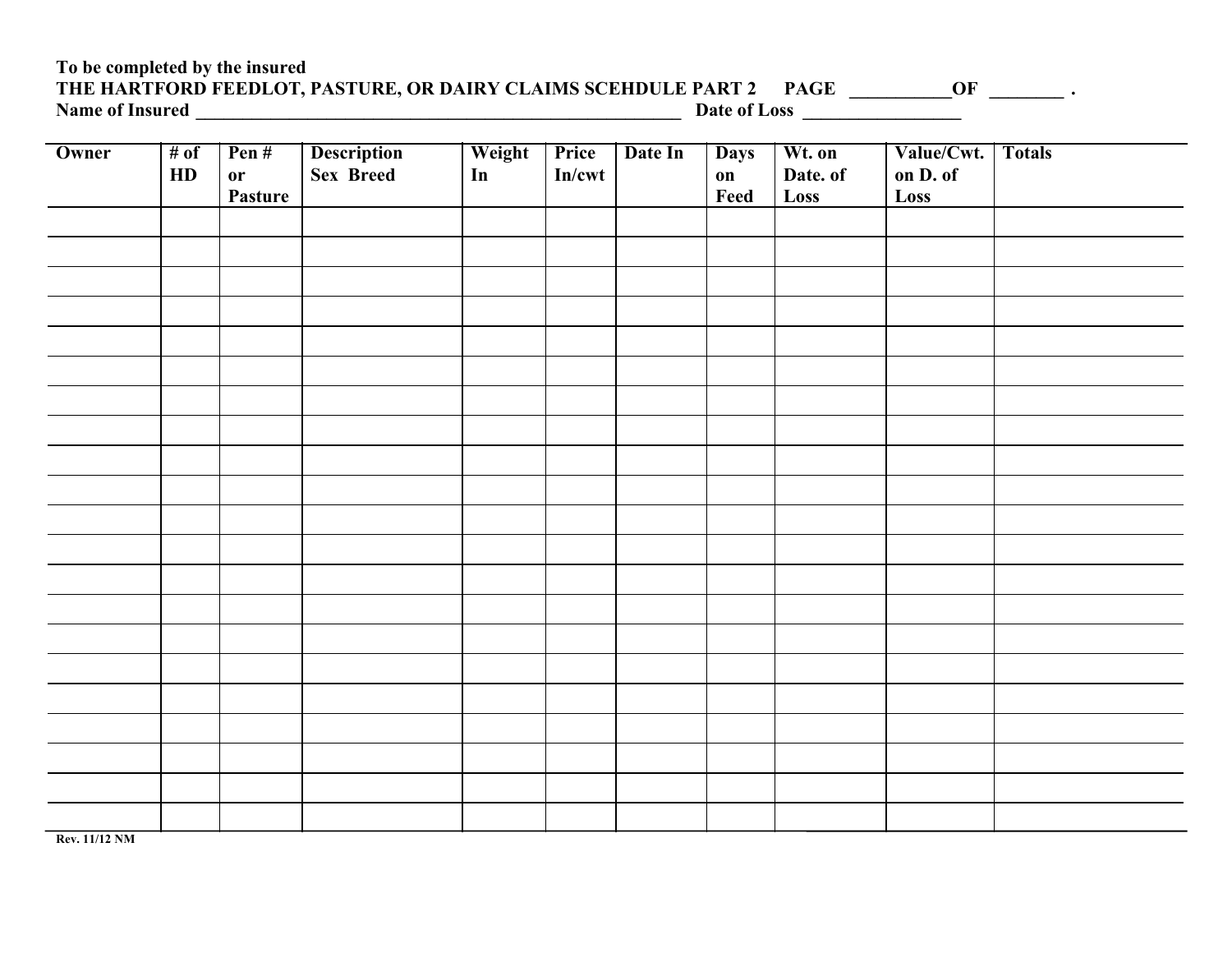**To be completed by the insured**

**THE HARTFORD FEEDLOT, PASTURE, OR DAIRY CLAIMS SCEHDULE PART 2 PAGE \_\_\_\_\_\_\_\_\_\_\_OF \_\_\_\_\_\_\_\_ .**

**Name of Insured \_\_\_\_\_\_\_\_\_\_\_\_\_\_\_\_\_\_\_\_\_\_\_\_\_\_\_\_\_\_\_\_\_\_\_\_\_\_\_\_\_\_\_\_\_\_\_\_\_\_\_\_\_\_\_\_ Date of Loss \_\_\_\_\_\_\_\_\_\_\_\_\_\_\_\_\_\_**

| Owner | # of HD | Pen # or Pasture | Description Sex Breed | Weight In | Price In/cwt | Date In | Days on Feed | Wt. on Date. of Loss | Value/Cwt. on D. of Loss | Totals |
|---|---|---|---|---|---|---|---|---|---|---|
| | | | | | | | | | | |
| | | | | | | | | | | |
| | | | | | | | | | | |
| | | | | | | | | | | |
| | | | | | | | | | | |
| | | | | | | | | | | |
| | | | | | | | | | | |
| | | | | | | | | | | |
| | | | | | | | | | | |
| | | | | | | | | | | |
| | | | | | | | | | | |
| | | | | | | | | | | |
| | | | | | | | | | | |
| | | | | | | | | | | |
| | | | | | | | | | | |
| | | | | | | | | | | |
| | | | | | | | | | | |
| | | | | | | | | | | |
| | | | | | | | | | | |
| | | | | | | | | | | |
| | | | | | | | | | | |

Rev. 11/12 NM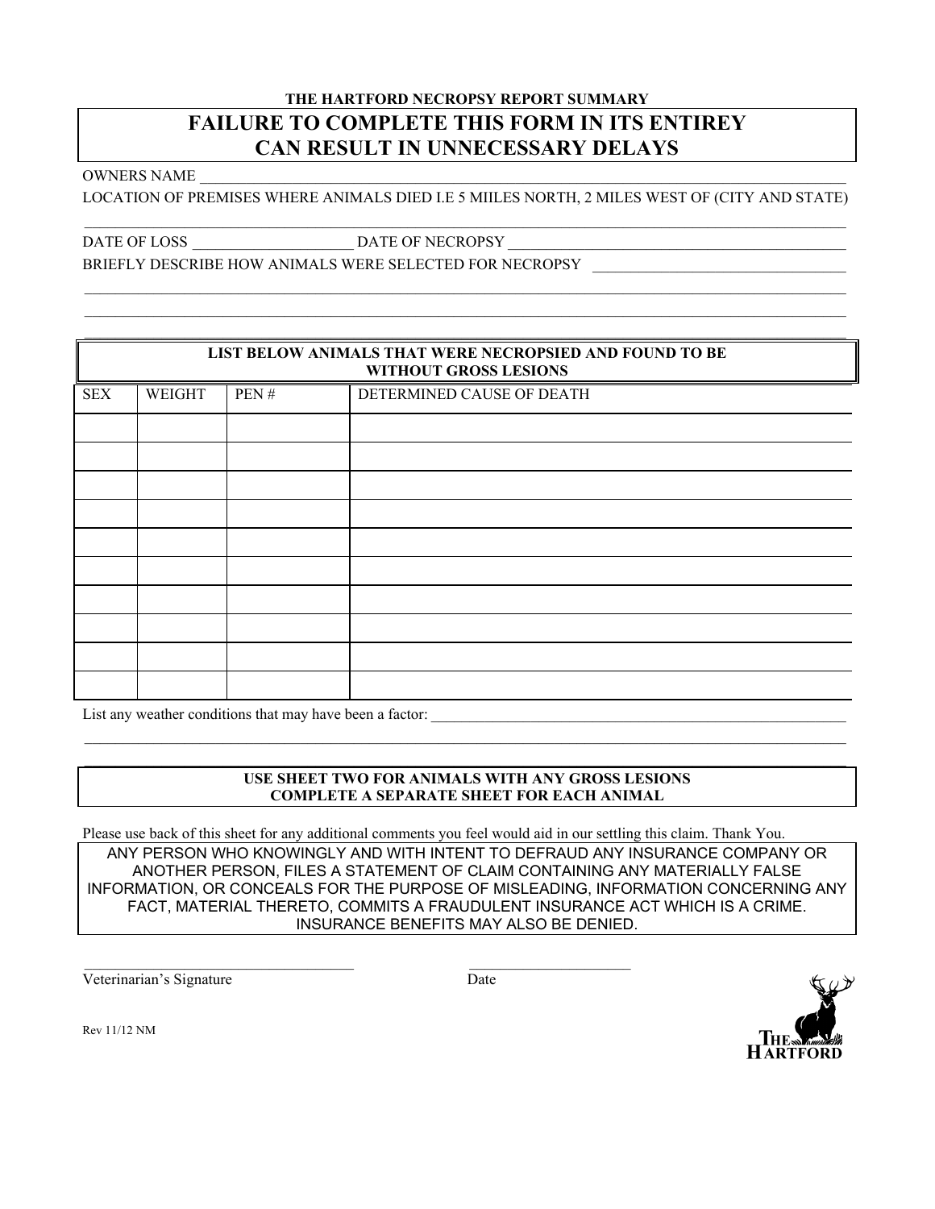**THE HARTFORD NECROPSY REPORT SUMMARY**

## FAILURE TO COMPLETE THIS FORM IN ITS ENTIREY CAN RESULT IN UNNECESSARY DELAYS

OWNERS NAME ______________________________________________________________________________

LOCATION OF PREMISES WHERE ANIMALS DIED I.E 5 MIILES NORTH, 2 MILES WEST OF (CITY AND STATE)

______________________________________________________________________________________________

DATE OF LOSS ____________________ DATE OF NECROPSY __________________________________________

BRIEFLY DESCRIBE HOW ANIMALS WERE SELECTED FOR NECROPSY _________________________________

______________________________________________________________________________________________

______________________________________________________________________________________________

______________________________________________________________________________________________

**LIST BELOW ANIMALS THAT WERE NECROPSIED AND FOUND TO BE WITHOUT GROSS LESIONS**

| SEX | WEIGHT | PEN # | DETERMINED CAUSE OF DEATH |
|---|---|---|---|
| | | | |
| | | | |
| | | | |
| | | | |
| | | | |
| | | | |
| | | | |
| | | | |
| | | | |
| | | | |

List any weather conditions that may have been a factor: _________________________________________

______________________________________________________________________________________________

**USE SHEET TWO FOR ANIMALS WITH ANY GROSS LESIONS**
**COMPLETE A SEPARATE SHEET FOR EACH ANIMAL**

Please use back of this sheet for any additional comments you feel would aid in our settling this claim. Thank You.

ANY PERSON WHO KNOWINGLY AND WITH INTENT TO DEFRAUD ANY INSURANCE COMPANY OR ANOTHER PERSON, FILES A STATEMENT OF CLAIM CONTAINING ANY MATERIALLY FALSE INFORMATION, OR CONCEALS FOR THE PURPOSE OF MISLEADING, INFORMATION CONCERNING ANY FACT, MATERIAL THERETO, COMMITS A FRAUDULENT INSURANCE ACT WHICH IS A CRIME. INSURANCE BENEFITS MAY ALSO BE DENIED.

___________________________________ ______________________

Veterinarian's Signature Date

Rev 11/12 NM

THE HARTFORD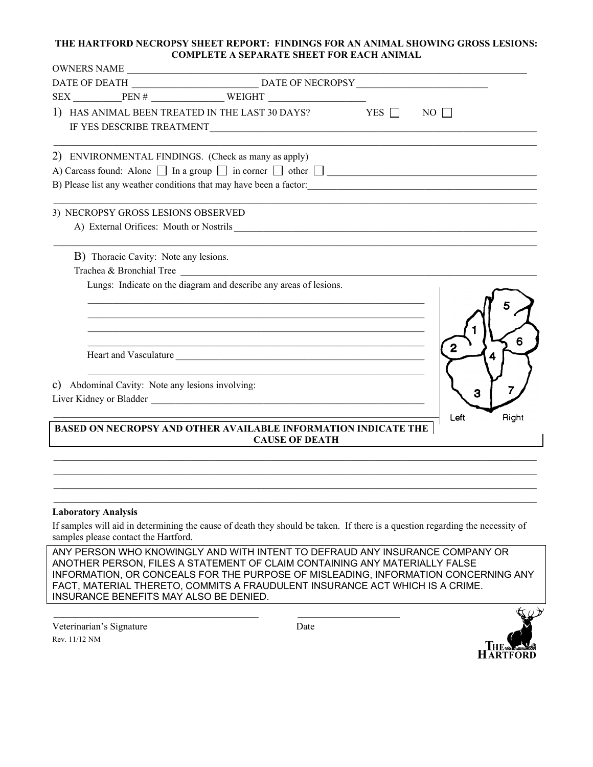**THE HARTFORD NECROPSY SHEET REPORT: FINDINGS FOR AN ANIMAL SHOWING GROSS LESIONS: COMPLETE A SEPARATE SHEET FOR EACH ANIMAL**

OWNERS NAME ______________________________________________

DATE OF DEATH ______________________ DATE OF NECROPSY ______________________

SEX __________ PEN # ______________ WEIGHT ____________________

1) HAS ANIMAL BEEN TREATED IN THE LAST 30 DAYS? YES ☐ NO ☐
IF YES DESCRIBE TREATMENT ______________________________________________

______________________________________________

2) ENVIRONMENTAL FINDINGS. (Check as many as apply)

A) Carcass found: Alone ☐ In a group ☐ in corner ☐ other ☐ ______________________

B) Please list any weather conditions that may have been a factor: ______________________

______________________________________________

3) NECROPSY GROSS LESIONS OBSERVED

A) External Orifices: Mouth or Nostrils ______________________________________________

______________________________________________

B) Thoracic Cavity: Note any lesions.

Trachea & Bronchial Tree ______________________________________________

Lungs: Indicate on the diagram and describe any areas of lesions.

______________________________________________

______________________________________________

______________________________________________

______________________________________________

Heart and Vasculature ______________________________________________

______________________________________________

c) Abdominal Cavity: Note any lesions involving:

Liver Kidney or Bladder ______________________________________________

______________________________________________

1 2 3 4 5 6 7

Left Right

**BASED ON NECROPSY AND OTHER AVAILABLE INFORMATION INDICATE THE CAUSE OF DEATH**

______________________________________________

______________________________________________

______________________________________________

______________________________________________

**Laboratory Analysis**

If samples will aid in determining the cause of death they should be taken. If there is a question regarding the necessity of samples please contact the Hartford.

ANY PERSON WHO KNOWINGLY AND WITH INTENT TO DEFRAUD ANY INSURANCE COMPANY OR ANOTHER PERSON, FILES A STATEMENT OF CLAIM CONTAINING ANY MATERIALLY FALSE INFORMATION, OR CONCEALS FOR THE PURPOSE OF MISLEADING, INFORMATION CONCERNING ANY FACT, MATERIAL THERETO, COMMITS A FRAUDULENT INSURANCE ACT WHICH IS A CRIME. INSURANCE BENEFITS MAY ALSO BE DENIED.

______________________________ ______________________

Veterinarian's Signature Date

Rev. 11/12 NM

THE HARTFORD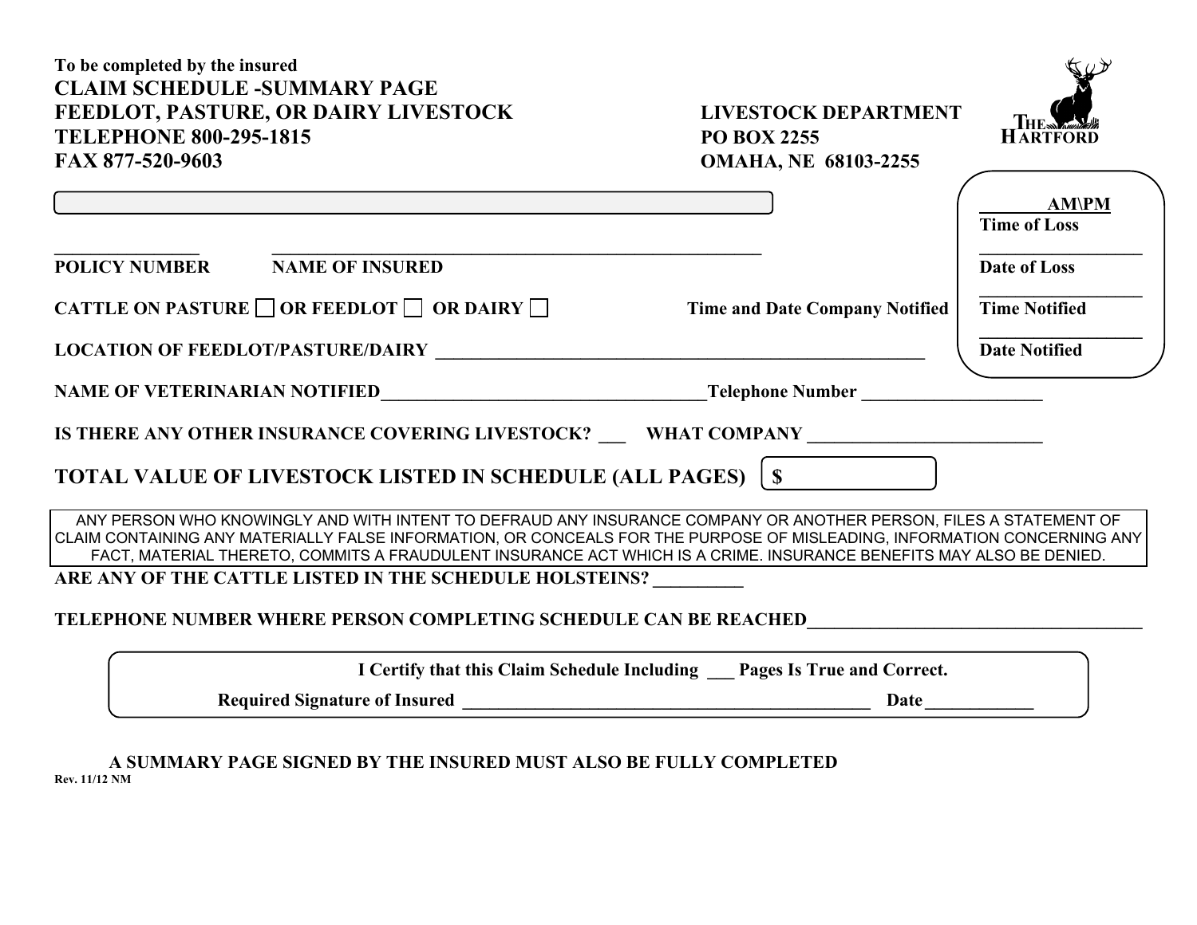**To be completed by the insured**

# CLAIM SCHEDULE -SUMMARY PAGE
# FEEDLOT, PASTURE, OR DAIRY LIVESTOCK

**TELEPHONE 800-295-1815**
**FAX 877-520-9603**

**LIVESTOCK DEPARTMENT**
**PO BOX 2255**
**OMAHA, NE 68103-2255**

THE HARTFORD

_______ **AM\PM**
**Time of Loss**

_________________
**Date of Loss**

_________________
**Time Notified**

_________________
**Date Notified**

_______________ ____________________________________________________
**POLICY NUMBER** **NAME OF INSURED**

**CATTLE ON PASTURE** ☐ **OR FEEDLOT** ☐ **OR DAIRY** ☐ **Time and Date Company Notified**

**LOCATION OF FEEDLOT/PASTURE/DAIRY** _____________________________________________________

**NAME OF VETERINARIAN NOTIFIED**___________________________________**Telephone Number** ___________________

**IS THERE ANY OTHER INSURANCE COVERING LIVESTOCK?** ___ **WHAT COMPANY** _________________________

## TOTAL VALUE OF LIVESTOCK LISTED IN SCHEDULE (ALL PAGES) $

ANY PERSON WHO KNOWINGLY AND WITH INTENT TO DEFRAUD ANY INSURANCE COMPANY OR ANOTHER PERSON, FILES A STATEMENT OF CLAIM CONTAINING ANY MATERIALLY FALSE INFORMATION, OR CONCEALS FOR THE PURPOSE OF MISLEADING, INFORMATION CONCERNING ANY FACT, MATERIAL THERETO, COMMITS A FRAUDULENT INSURANCE ACT WHICH IS A CRIME. INSURANCE BENEFITS MAY ALSO BE DENIED.

**ARE ANY OF THE CATTLE LISTED IN THE SCHEDULE HOLSTEINS?** _________

**TELEPHONE NUMBER WHERE PERSON COMPLETING SCHEDULE CAN BE REACHED**_____________________________________

**I Certify that this Claim Schedule Including ___ Pages Is True and Correct.**

**Required Signature of Insured** _____________________________________________ **Date** ___________

**A SUMMARY PAGE SIGNED BY THE INSURED MUST ALSO BE FULLY COMPLETED**

**Rev. 11/12 NM**